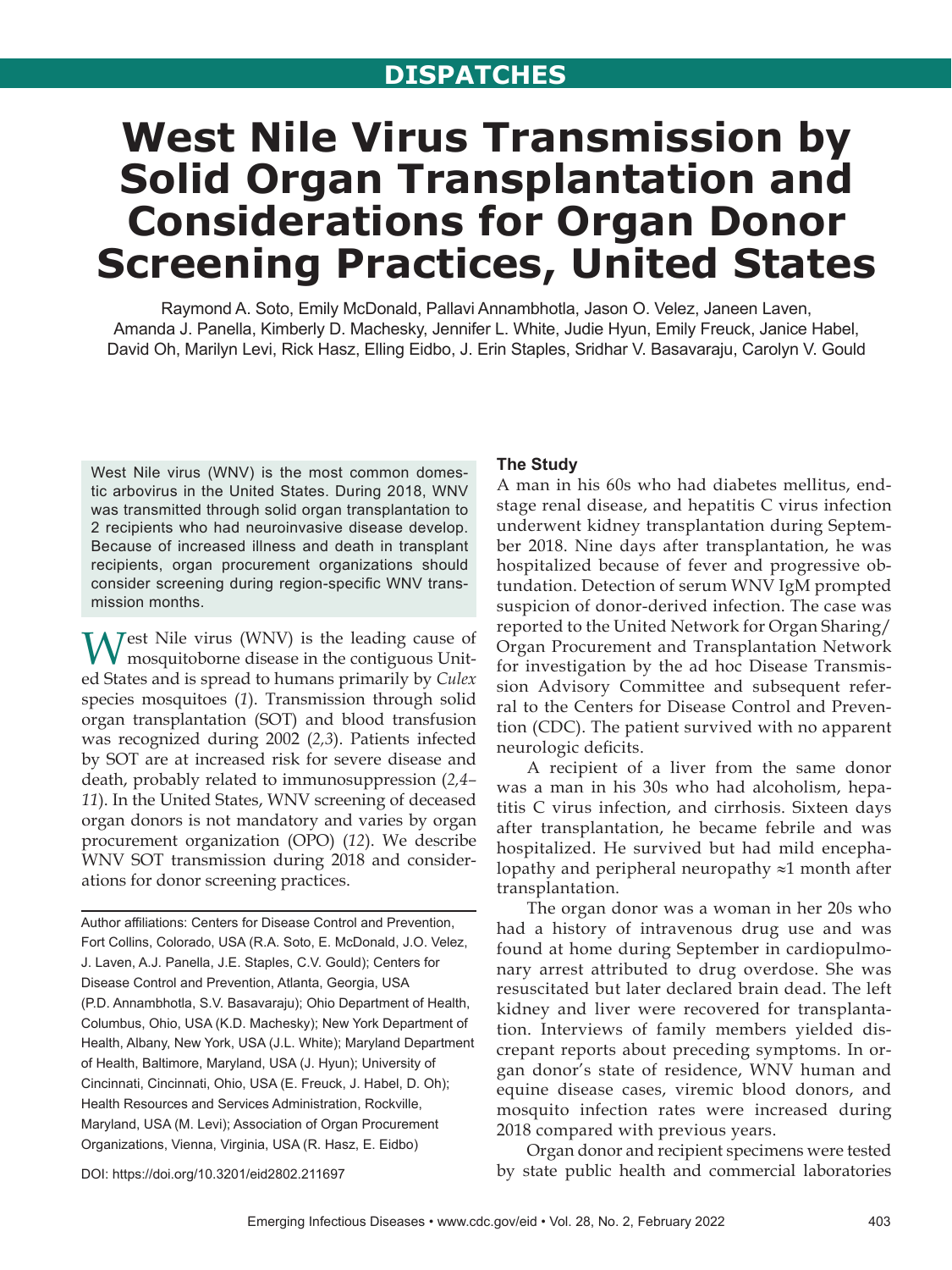DISPATCHES

# West Nile Virus Transmission by Solid Organ Transplantation and Considerations for Organ Donor Screening Practices, United States

Raymond A. Soto, Emily McDonald, Pallavi Annambhotla, Jason O. Velez, Janeen Laven, Amanda J. Panella, Kimberly D. Machesky, Jennifer L. White, Judie Hyun, Emily Freuck, Janice Habel, David Oh, Marilyn Levi, Rick Hasz, Elling Eidbo, J. Erin Staples, Sridhar V. Basavaraju, Carolyn V. Gould

West Nile virus (WNV) is the most common domestic arbovirus in the United States. During 2018, WNV was transmitted through solid organ transplantation to 2 recipients who had neuroinvasive disease develop. Because of increased illness and death in transplant recipients, organ procurement organizations should consider screening during region-specific WNV transmission months.

West Nile virus (WNV) is the leading cause of mosquitoborne disease in the contiguous United States and is spread to humans primarily by *Culex* species mosquitoes (*1*). Transmission through solid organ transplantation (SOT) and blood transfusion was recognized during 2002 (*2,3*). Patients infected by SOT are at increased risk for severe disease and death, probably related to immunosuppression (*2,4–11*). In the United States, WNV screening of deceased organ donors is not mandatory and varies by organ procurement organization (OPO) (*12*). We describe WNV SOT transmission during 2018 and considerations for donor screening practices.

Author affiliations: Centers for Disease Control and Prevention, Fort Collins, Colorado, USA (R.A. Soto, E. McDonald, J.O. Velez, J. Laven, A.J. Panella, J.E. Staples, C.V. Gould); Centers for Disease Control and Prevention, Atlanta, Georgia, USA (P.D. Annambhotla, S.V. Basavaraju); Ohio Department of Health, Columbus, Ohio, USA (K.D. Machesky); New York Department of Health, Albany, New York, USA (J.L. White); Maryland Department of Health, Baltimore, Maryland, USA (J. Hyun); University of Cincinnati, Cincinnati, Ohio, USA (E. Freuck, J. Habel, D. Oh); Health Resources and Services Administration, Rockville, Maryland, USA (M. Levi); Association of Organ Procurement Organizations, Vienna, Virginia, USA (R. Hasz, E. Eidbo)

DOI: https://doi.org/10.3201/eid2802.211697

## The Study

A man in his 60s who had diabetes mellitus, end-stage renal disease, and hepatitis C virus infection underwent kidney transplantation during September 2018. Nine days after transplantation, he was hospitalized because of fever and progressive obtundation. Detection of serum WNV IgM prompted suspicion of donor-derived infection. The case was reported to the United Network for Organ Sharing/Organ Procurement and Transplantation Network for investigation by the ad hoc Disease Transmission Advisory Committee and subsequent referral to the Centers for Disease Control and Prevention (CDC). The patient survived with no apparent neurologic deficits.

A recipient of a liver from the same donor was a man in his 30s who had alcoholism, hepatitis C virus infection, and cirrhosis. Sixteen days after transplantation, he became febrile and was hospitalized. He survived but had mild encephalopathy and peripheral neuropathy ≈1 month after transplantation.

The organ donor was a woman in her 20s who had a history of intravenous drug use and was found at home during September in cardiopulmonary arrest attributed to drug overdose. She was resuscitated but later declared brain dead. The left kidney and liver were recovered for transplantation. Interviews of family members yielded discrepant reports about preceding symptoms. In organ donor's state of residence, WNV human and equine disease cases, viremic blood donors, and mosquito infection rates were increased during 2018 compared with previous years.

Organ donor and recipient specimens were tested by state public health and commercial laboratories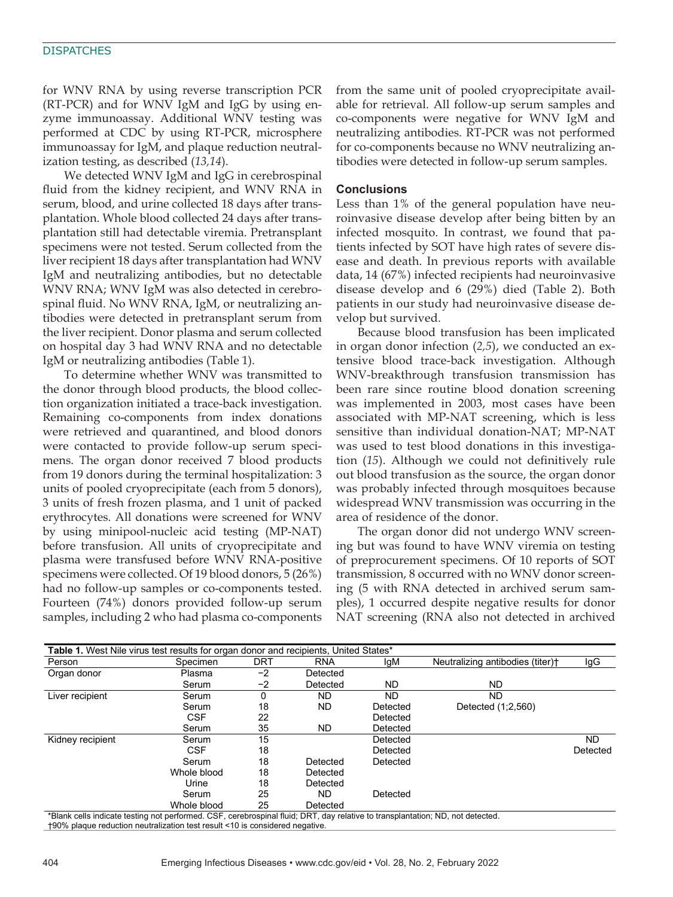for WNV RNA by using reverse transcription PCR (RT-PCR) and for WNV IgM and IgG by using enzyme immunoassay. Additional WNV testing was performed at CDC by using RT-PCR, microsphere immunoassay for IgM, and plaque reduction neutralization testing, as described (*13,14*).

We detected WNV IgM and IgG in cerebrospinal fluid from the kidney recipient, and WNV RNA in serum, blood, and urine collected 18 days after transplantation. Whole blood collected 24 days after transplantation still had detectable viremia. Pretransplant specimens were not tested. Serum collected from the liver recipient 18 days after transplantation had WNV IgM and neutralizing antibodies, but no detectable WNV RNA; WNV IgM was also detected in cerebrospinal fluid. No WNV RNA, IgM, or neutralizing antibodies were detected in pretransplant serum from the liver recipient. Donor plasma and serum collected on hospital day 3 had WNV RNA and no detectable IgM or neutralizing antibodies (Table 1).

To determine whether WNV was transmitted to the donor through blood products, the blood collection organization initiated a trace-back investigation. Remaining co-components from index donations were retrieved and quarantined, and blood donors were contacted to provide follow-up serum specimens. The organ donor received 7 blood products from 19 donors during the terminal hospitalization: 3 units of pooled cryoprecipitate (each from 5 donors), 3 units of fresh frozen plasma, and 1 unit of packed erythrocytes. All donations were screened for WNV by using minipool-nucleic acid testing (MP-NAT) before transfusion. All units of cryoprecipitate and plasma were transfused before WNV RNA-positive specimens were collected. Of 19 blood donors, 5 (26%) had no follow-up samples or co-components tested. Fourteen (74%) donors provided follow-up serum samples, including 2 who had plasma co-components from the same unit of pooled cryoprecipitate available for retrieval. All follow-up serum samples and co-components were negative for WNV IgM and neutralizing antibodies. RT-PCR was not performed for co-components because no WNV neutralizing antibodies were detected in follow-up serum samples.

## Conclusions

Less than 1% of the general population have neuroinvasive disease develop after being bitten by an infected mosquito. In contrast, we found that patients infected by SOT have high rates of severe disease and death. In previous reports with available data, 14 (67%) infected recipients had neuroinvasive disease develop and 6 (29%) died (Table 2). Both patients in our study had neuroinvasive disease develop but survived.

Because blood transfusion has been implicated in organ donor infection (*2,5*), we conducted an extensive blood trace-back investigation. Although WNV-breakthrough transfusion transmission has been rare since routine blood donation screening was implemented in 2003, most cases have been associated with MP-NAT screening, which is less sensitive than individual donation-NAT; MP-NAT was used to test blood donations in this investigation (*15*). Although we could not definitively rule out blood transfusion as the source, the organ donor was probably infected through mosquitoes because widespread WNV transmission was occurring in the area of residence of the donor.

The organ donor did not undergo WNV screening but was found to have WNV viremia on testing of preprocurement specimens. Of 10 reports of SOT transmission, 8 occurred with no WNV donor screening (5 with RNA detected in archived serum samples), 1 occurred despite negative results for donor NAT screening (RNA also not detected in archived

**Table 1.** West Nile virus test results for organ donor and recipients, United States*

| Person | Specimen | DRT | RNA | IgM | Neutralizing antibodies (titer)† | IgG |
|---|---|---|---|---|---|---|
| Organ donor | Plasma | −2 | Detected | | | |
| | Serum | −2 | Detected | ND | ND | |
| Liver recipient | Serum | 0 | ND | ND | ND | |
| | Serum | 18 | ND | Detected | Detected (1;2,560) | |
| | CSF | 22 | | Detected | | |
| | Serum | 35 | ND | Detected | | |
| Kidney recipient | Serum | 15 | | Detected | | ND |
| | CSF | 18 | | Detected | | Detected |
| | Serum | 18 | Detected | Detected | | |
| | Whole blood | 18 | Detected | | | |
| | Urine | 18 | Detected | | | |
| | Serum | 25 | ND | Detected | | |
| | Whole blood | 25 | Detected | | | |

*Blank cells indicate testing not performed. CSF, cerebrospinal fluid; DRT, day relative to transplantation; ND, not detected.
†90% plaque reduction neutralization test result <10 is considered negative.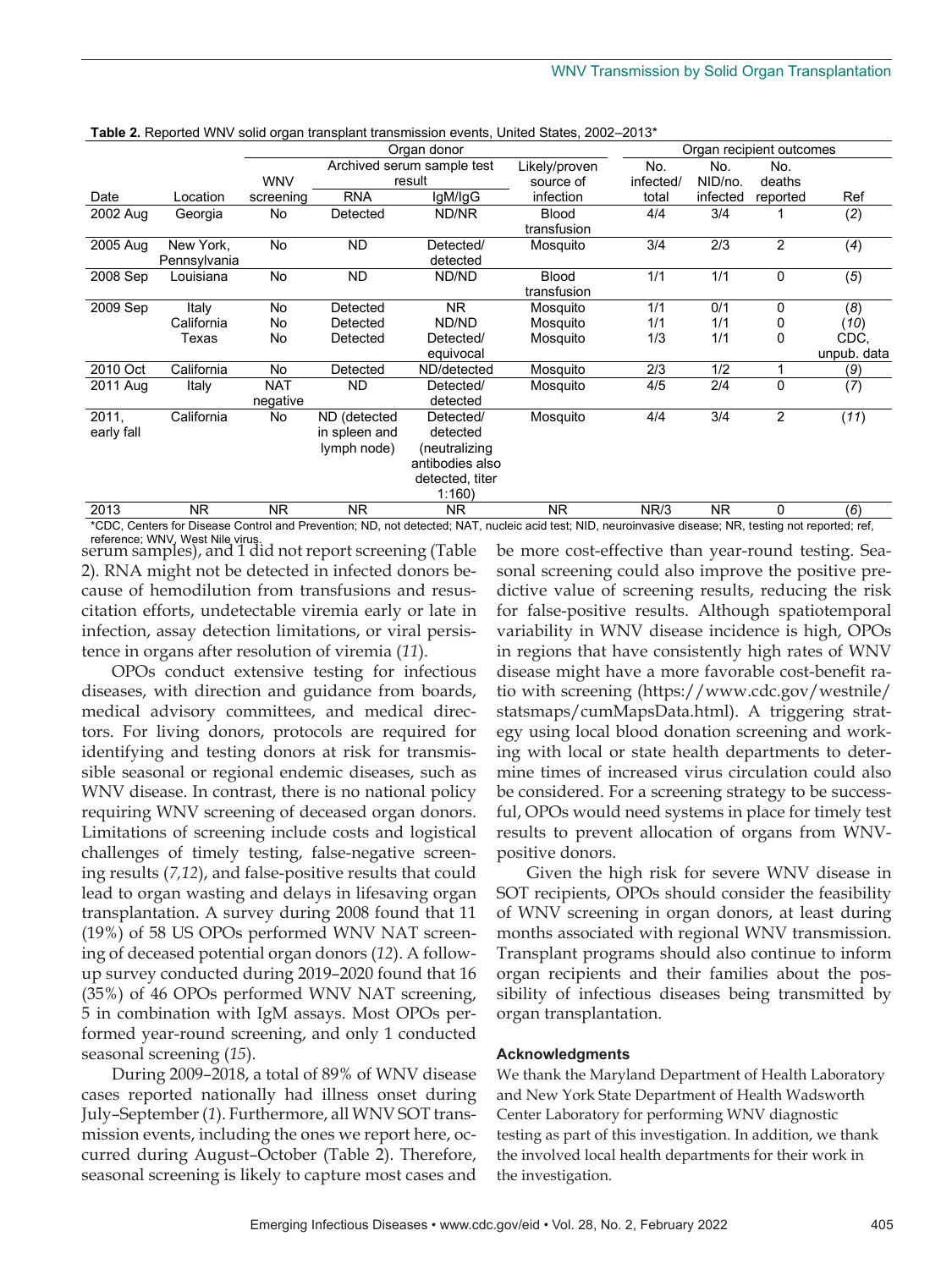**Table 2.** Reported WNV solid organ transplant transmission events, United States, 2002–2013*

| | | Organ donor | | | | Organ recipient outcomes | | | |
|---|---|---|---|---|---|---|---|---|---|
| | | | Archived serum sample test result | | | | | | |
| Date | Location | WNV screening | RNA | IgM/IgG | Likely/proven source of infection | No. infected/total | No. NID/no. infected | No. deaths reported | Ref |
| 2002 Aug | Georgia | No | Detected | ND/NR | Blood transfusion | 4/4 | 3/4 | 1 | (*2*) |
| 2005 Aug | New York, Pennsylvania | No | ND | Detected/detected | Mosquito | 3/4 | 2/3 | 2 | (*4*) |
| 2008 Sep | Louisiana | No | ND | ND/ND | Blood transfusion | 1/1 | 1/1 | 0 | (*5*) |
| 2009 Sep | Italy | No | Detected | NR | Mosquito | 1/1 | 0/1 | 0 | (*8*) |
| | California | No | Detected | ND/ND | Mosquito | 1/1 | 1/1 | 0 | (*10*) |
| | Texas | No | Detected | Detected/equivocal | Mosquito | 1/3 | 1/1 | 0 | CDC, unpub. data |
| 2010 Oct | California | No | Detected | ND/detected | Mosquito | 2/3 | 1/2 | 1 | (*9*) |
| 2011 Aug | Italy | NAT negative | ND | Detected/detected | Mosquito | 4/5 | 2/4 | 0 | (*7*) |
| 2011, early fall | California | No | ND (detected in spleen and lymph node) | Detected/detected (neutralizing antibodies also detected, titer 1:160) | Mosquito | 4/4 | 3/4 | 2 | (*11*) |
| 2013 | NR | NR | NR | NR | NR | NR/3 | NR | 0 | (*6*) |

*CDC, Centers for Disease Control and Prevention; ND, not detected; NAT, nucleic acid test; NID, neuroinvasive disease; NR, testing not reported; ref, reference; WNV, West Nile virus.

serum samples), and 1 did not report screening (Table 2). RNA might not be detected in infected donors because of hemodilution from transfusions and resuscitation efforts, undetectable viremia early or late in infection, assay detection limitations, or viral persistence in organs after resolution of viremia (*11*).

OPOs conduct extensive testing for infectious diseases, with direction and guidance from boards, medical advisory committees, and medical directors. For living donors, protocols are required for identifying and testing donors at risk for transmissible seasonal or regional endemic diseases, such as WNV disease. In contrast, there is no national policy requiring WNV screening of deceased organ donors. Limitations of screening include costs and logistical challenges of timely testing, false-negative screening results (*7,12*), and false-positive results that could lead to organ wasting and delays in lifesaving organ transplantation. A survey during 2008 found that 11 (19%) of 58 US OPOs performed WNV NAT screening of deceased potential organ donors (*12*). A follow-up survey conducted during 2019–2020 found that 16 (35%) of 46 OPOs performed WNV NAT screening, 5 in combination with IgM assays. Most OPOs performed year-round screening, and only 1 conducted seasonal screening (*15*).

During 2009–2018, a total of 89% of WNV disease cases reported nationally had illness onset during July–September (*1*). Furthermore, all WNV SOT transmission events, including the ones we report here, occurred during August–October (Table 2). Therefore, seasonal screening is likely to capture most cases and be more cost-effective than year-round testing. Seasonal screening could also improve the positive predictive value of screening results, reducing the risk for false-positive results. Although spatiotemporal variability in WNV disease incidence is high, OPOs in regions that have consistently high rates of WNV disease might have a more favorable cost-benefit ratio with screening (https://www.cdc.gov/westnile/statsmaps/cumMapsData.html). A triggering strategy using local blood donation screening and working with local or state health departments to determine times of increased virus circulation could also be considered. For a screening strategy to be successful, OPOs would need systems in place for timely test results to prevent allocation of organs from WNV-positive donors.

Given the high risk for severe WNV disease in SOT recipients, OPOs should consider the feasibility of WNV screening in organ donors, at least during months associated with regional WNV transmission. Transplant programs should also continue to inform organ recipients and their families about the possibility of infectious diseases being transmitted by organ transplantation.

## Acknowledgments

We thank the Maryland Department of Health Laboratory and New York State Department of Health Wadsworth Center Laboratory for performing WNV diagnostic testing as part of this investigation. In addition, we thank the involved local health departments for their work in the investigation.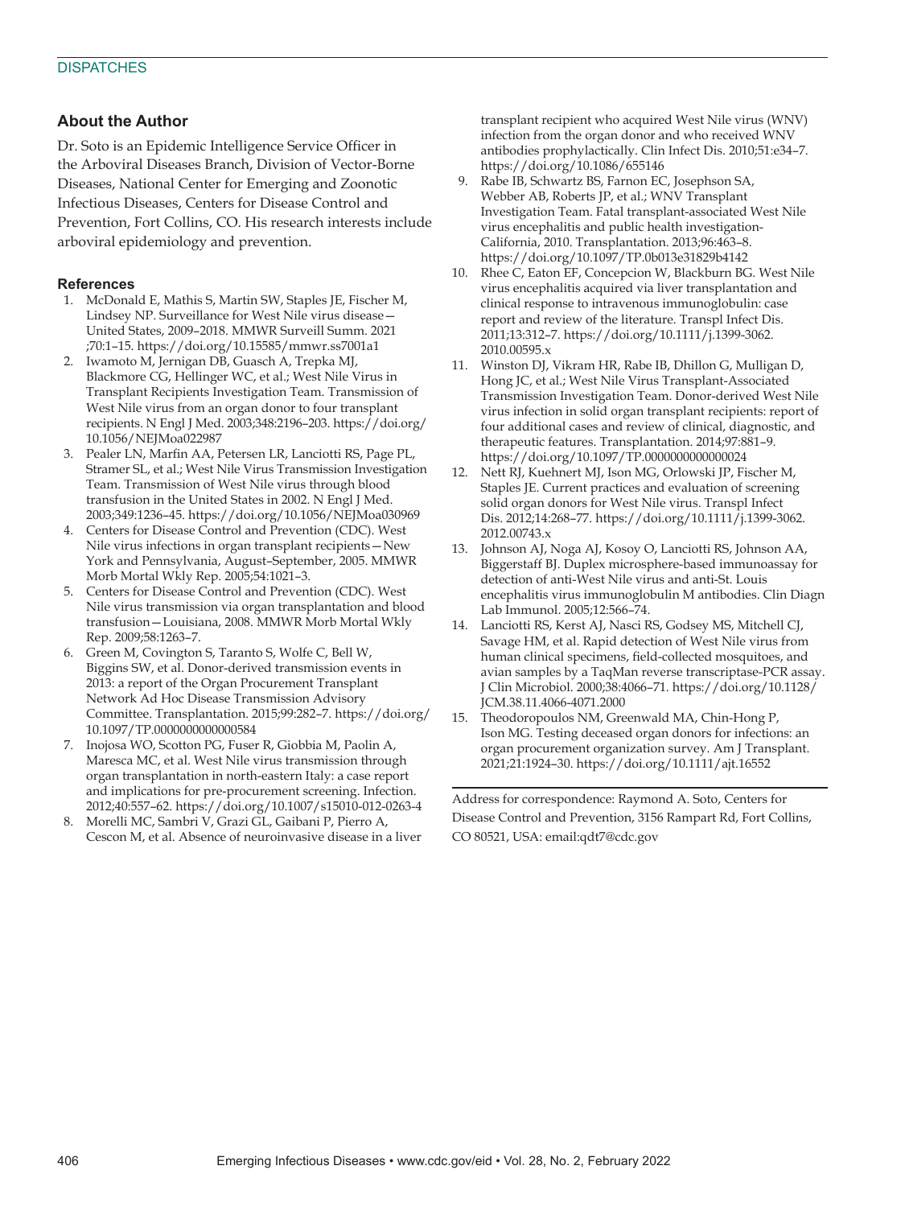## About the Author

Dr. Soto is an Epidemic Intelligence Service Officer in the Arboviral Diseases Branch, Division of Vector-Borne Diseases, National Center for Emerging and Zoonotic Infectious Diseases, Centers for Disease Control and Prevention, Fort Collins, CO. His research interests include arboviral epidemiology and prevention.

### References

1. McDonald E, Mathis S, Martin SW, Staples JE, Fischer M, Lindsey NP. Surveillance for West Nile virus disease—United States, 2009–2018. MMWR Surveill Summ. 2021;70:1–15. https://doi.org/10.15585/mmwr.ss7001a1
2. Iwamoto M, Jernigan DB, Guasch A, Trepka MJ, Blackmore CG, Hellinger WC, et al.; West Nile Virus in Transplant Recipients Investigation Team. Transmission of West Nile virus from an organ donor to four transplant recipients. N Engl J Med. 2003;348:2196–203. https://doi.org/10.1056/NEJMoa022987
3. Pealer LN, Marfin AA, Petersen LR, Lanciotti RS, Page PL, Stramer SL, et al.; West Nile Virus Transmission Investigation Team. Transmission of West Nile virus through blood transfusion in the United States in 2002. N Engl J Med. 2003;349:1236–45. https://doi.org/10.1056/NEJMoa030969
4. Centers for Disease Control and Prevention (CDC). West Nile virus infections in organ transplant recipients—New York and Pennsylvania, August–September, 2005. MMWR Morb Mortal Wkly Rep. 2005;54:1021–3.
5. Centers for Disease Control and Prevention (CDC). West Nile virus transmission via organ transplantation and blood transfusion—Louisiana, 2008. MMWR Morb Mortal Wkly Rep. 2009;58:1263–7.
6. Green M, Covington S, Taranto S, Wolfe C, Bell W, Biggins SW, et al. Donor-derived transmission events in 2013: a report of the Organ Procurement Transplant Network Ad Hoc Disease Transmission Advisory Committee. Transplantation. 2015;99:282–7. https://doi.org/10.1097/TP.0000000000000584
7. Inojosa WO, Scotton PG, Fuser R, Giobbia M, Paolin A, Maresca MC, et al. West Nile virus transmission through organ transplantation in north-eastern Italy: a case report and implications for pre-procurement screening. Infection. 2012;40:557–62. https://doi.org/10.1007/s15010-012-0263-4
8. Morelli MC, Sambri V, Grazi GL, Gaibani P, Pierro A, Cescon M, et al. Absence of neuroinvasive disease in a liver transplant recipient who acquired West Nile virus (WNV) infection from the organ donor and who received WNV antibodies prophylactically. Clin Infect Dis. 2010;51:e34–7. https://doi.org/10.1086/655146
9. Rabe IB, Schwartz BS, Farnon EC, Josephson SA, Webber AB, Roberts JP, et al.; WNV Transplant Investigation Team. Fatal transplant-associated West Nile virus encephalitis and public health investigation-California, 2010. Transplantation. 2013;96:463–8. https://doi.org/10.1097/TP.0b013e31829b4142
10. Rhee C, Eaton EF, Concepcion W, Blackburn BG. West Nile virus encephalitis acquired via liver transplantation and clinical response to intravenous immunoglobulin: case report and review of the literature. Transpl Infect Dis. 2011;13:312–7. https://doi.org/10.1111/j.1399-3062.2010.00595.x
11. Winston DJ, Vikram HR, Rabe IB, Dhillon G, Mulligan D, Hong JC, et al.; West Nile Virus Transplant-Associated Transmission Investigation Team. Donor-derived West Nile virus infection in solid organ transplant recipients: report of four additional cases and review of clinical, diagnostic, and therapeutic features. Transplantation. 2014;97:881–9. https://doi.org/10.1097/TP.0000000000000024
12. Nett RJ, Kuehnert MJ, Ison MG, Orlowski JP, Fischer M, Staples JE. Current practices and evaluation of screening solid organ donors for West Nile virus. Transpl Infect Dis. 2012;14:268–77. https://doi.org/10.1111/j.1399-3062.2012.00743.x
13. Johnson AJ, Noga AJ, Kosoy O, Lanciotti RS, Johnson AA, Biggerstaff BJ. Duplex microsphere-based immunoassay for detection of anti-West Nile virus and anti-St. Louis encephalitis virus immunoglobulin M antibodies. Clin Diagn Lab Immunol. 2005;12:566–74.
14. Lanciotti RS, Kerst AJ, Nasci RS, Godsey MS, Mitchell CJ, Savage HM, et al. Rapid detection of West Nile virus from human clinical specimens, field-collected mosquitoes, and avian samples by a TaqMan reverse transcriptase-PCR assay. J Clin Microbiol. 2000;38:4066–71. https://doi.org/10.1128/JCM.38.11.4066-4071.2000
15. Theodoropoulos NM, Greenwald MA, Chin-Hong P, Ison MG. Testing deceased organ donors for infections: an organ procurement organization survey. Am J Transplant. 2021;21:1924–30. https://doi.org/10.1111/ajt.16552

Address for correspondence: Raymond A. Soto, Centers for Disease Control and Prevention, 3156 Rampart Rd, Fort Collins, CO 80521, USA: email:qdt7@cdc.gov